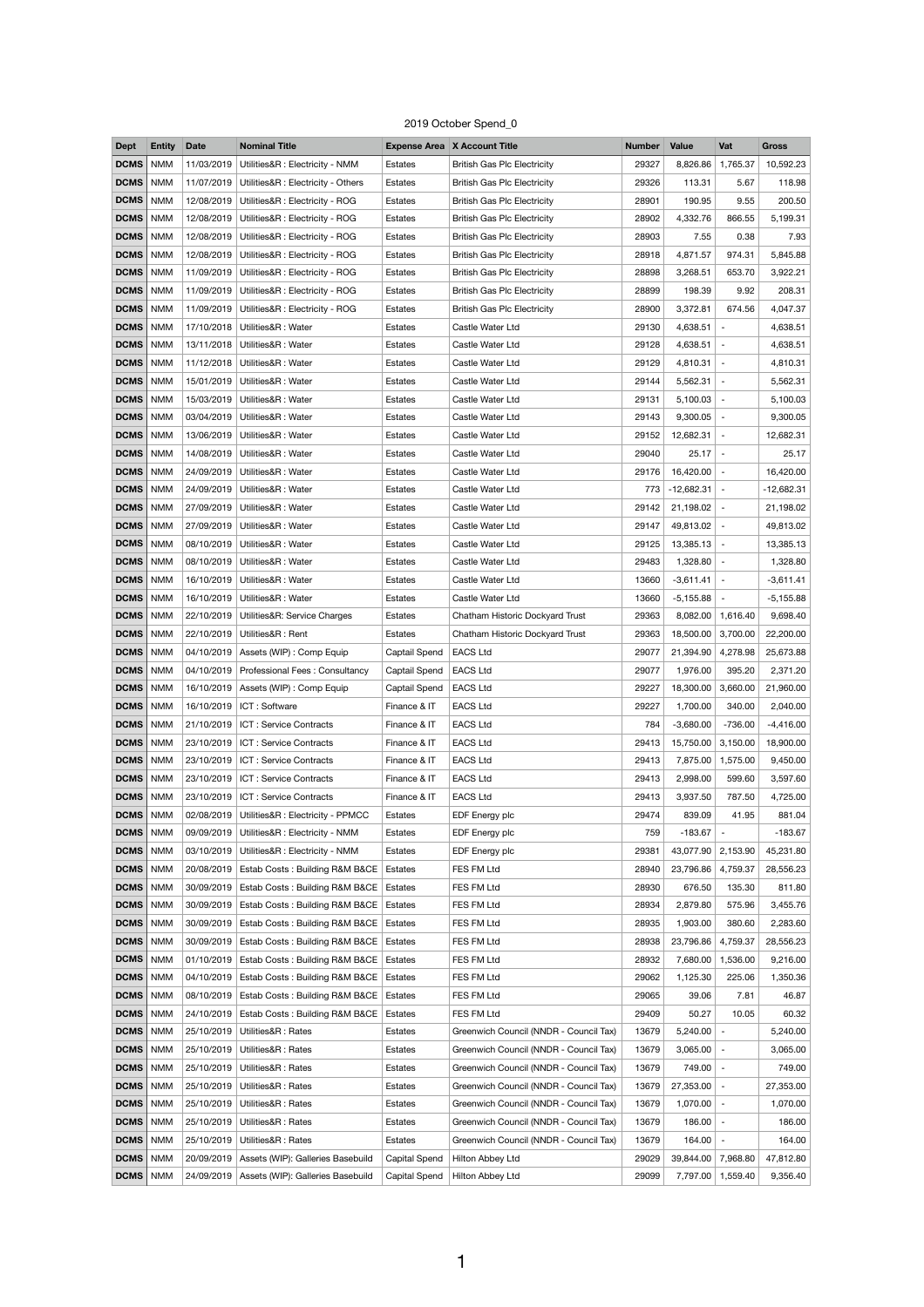2019 October Spend_0

| Dept | Entity | Date | Nominal Title | Expense Area | X Account Title | Number | Value | Vat | Gross |
|---|---|---|---|---|---|---|---|---|---|
| DCMS | NMM | 11/03/2019 | Utilities&R : Electricity - NMM | Estates | British Gas Plc Electricity | 29327 | 8,826.86 | 1,765.37 | 10,592.23 |
| DCMS | NMM | 11/07/2019 | Utilities&R : Electricity - Others | Estates | British Gas Plc Electricity | 29326 | 113.31 | 5.67 | 118.98 |
| DCMS | NMM | 12/08/2019 | Utilities&R : Electricity - ROG | Estates | British Gas Plc Electricity | 28901 | 190.95 | 9.55 | 200.50 |
| DCMS | NMM | 12/08/2019 | Utilities&R : Electricity - ROG | Estates | British Gas Plc Electricity | 28902 | 4,332.76 | 866.55 | 5,199.31 |
| DCMS | NMM | 12/08/2019 | Utilities&R : Electricity - ROG | Estates | British Gas Plc Electricity | 28903 | 7.55 | 0.38 | 7.93 |
| DCMS | NMM | 12/08/2019 | Utilities&R : Electricity - ROG | Estates | British Gas Plc Electricity | 28918 | 4,871.57 | 974.31 | 5,845.88 |
| DCMS | NMM | 11/09/2019 | Utilities&R : Electricity - ROG | Estates | British Gas Plc Electricity | 28898 | 3,268.51 | 653.70 | 3,922.21 |
| DCMS | NMM | 11/09/2019 | Utilities&R : Electricity - ROG | Estates | British Gas Plc Electricity | 28899 | 198.39 | 9.92 | 208.31 |
| DCMS | NMM | 11/09/2019 | Utilities&R : Electricity - ROG | Estates | British Gas Plc Electricity | 28900 | 3,372.81 | 674.56 | 4,047.37 |
| DCMS | NMM | 17/10/2018 | Utilities&R : Water | Estates | Castle Water Ltd | 29130 | 4,638.51 | - | 4,638.51 |
| DCMS | NMM | 13/11/2018 | Utilities&R : Water | Estates | Castle Water Ltd | 29128 | 4,638.51 | - | 4,638.51 |
| DCMS | NMM | 11/12/2018 | Utilities&R : Water | Estates | Castle Water Ltd | 29129 | 4,810.31 | - | 4,810.31 |
| DCMS | NMM | 15/01/2019 | Utilities&R : Water | Estates | Castle Water Ltd | 29144 | 5,562.31 | - | 5,562.31 |
| DCMS | NMM | 15/03/2019 | Utilities&R : Water | Estates | Castle Water Ltd | 29131 | 5,100.03 | - | 5,100.03 |
| DCMS | NMM | 03/04/2019 | Utilities&R : Water | Estates | Castle Water Ltd | 29143 | 9,300.05 | - | 9,300.05 |
| DCMS | NMM | 13/06/2019 | Utilities&R : Water | Estates | Castle Water Ltd | 29152 | 12,682.31 | - | 12,682.31 |
| DCMS | NMM | 14/08/2019 | Utilities&R : Water | Estates | Castle Water Ltd | 29040 | 25.17 | - | 25.17 |
| DCMS | NMM | 24/09/2019 | Utilities&R : Water | Estates | Castle Water Ltd | 29176 | 16,420.00 | - | 16,420.00 |
| DCMS | NMM | 24/09/2019 | Utilities&R : Water | Estates | Castle Water Ltd | 773 | -12,682.31 | - | -12,682.31 |
| DCMS | NMM | 27/09/2019 | Utilities&R : Water | Estates | Castle Water Ltd | 29142 | 21,198.02 | - | 21,198.02 |
| DCMS | NMM | 27/09/2019 | Utilities&R : Water | Estates | Castle Water Ltd | 29147 | 49,813.02 | - | 49,813.02 |
| DCMS | NMM | 08/10/2019 | Utilities&R : Water | Estates | Castle Water Ltd | 29125 | 13,385.13 | - | 13,385.13 |
| DCMS | NMM | 08/10/2019 | Utilities&R : Water | Estates | Castle Water Ltd | 29483 | 1,328.80 | - | 1,328.80 |
| DCMS | NMM | 16/10/2019 | Utilities&R : Water | Estates | Castle Water Ltd | 13660 | -3,611.41 | - | -3,611.41 |
| DCMS | NMM | 16/10/2019 | Utilities&R : Water | Estates | Castle Water Ltd | 13660 | -5,155.88 | - | -5,155.88 |
| DCMS | NMM | 22/10/2019 | Utilities&R: Service Charges | Estates | Chatham Historic Dockyard Trust | 29363 | 8,082.00 | 1,616.40 | 9,698.40 |
| DCMS | NMM | 22/10/2019 | Utilities&R : Rent | Estates | Chatham Historic Dockyard Trust | 29363 | 18,500.00 | 3,700.00 | 22,200.00 |
| DCMS | NMM | 04/10/2019 | Assets (WIP) : Comp Equip | Captail Spend | EACS Ltd | 29077 | 21,394.90 | 4,278.98 | 25,673.88 |
| DCMS | NMM | 04/10/2019 | Professional Fees : Consultancy | Captail Spend | EACS Ltd | 29077 | 1,976.00 | 395.20 | 2,371.20 |
| DCMS | NMM | 16/10/2019 | Assets (WIP) : Comp Equip | Captail Spend | EACS Ltd | 29227 | 18,300.00 | 3,660.00 | 21,960.00 |
| DCMS | NMM | 16/10/2019 | ICT : Software | Finance & IT | EACS Ltd | 29227 | 1,700.00 | 340.00 | 2,040.00 |
| DCMS | NMM | 21/10/2019 | ICT : Service Contracts | Finance & IT | EACS Ltd | 784 | -3,680.00 | -736.00 | -4,416.00 |
| DCMS | NMM | 23/10/2019 | ICT : Service Contracts | Finance & IT | EACS Ltd | 29413 | 15,750.00 | 3,150.00 | 18,900.00 |
| DCMS | NMM | 23/10/2019 | ICT : Service Contracts | Finance & IT | EACS Ltd | 29413 | 7,875.00 | 1,575.00 | 9,450.00 |
| DCMS | NMM | 23/10/2019 | ICT : Service Contracts | Finance & IT | EACS Ltd | 29413 | 2,998.00 | 599.60 | 3,597.60 |
| DCMS | NMM | 23/10/2019 | ICT : Service Contracts | Finance & IT | EACS Ltd | 29413 | 3,937.50 | 787.50 | 4,725.00 |
| DCMS | NMM | 02/08/2019 | Utilities&R : Electricity - PPMCC | Estates | EDF Energy plc | 29474 | 839.09 | 41.95 | 881.04 |
| DCMS | NMM | 09/09/2019 | Utilities&R : Electricity - NMM | Estates | EDF Energy plc | 759 | -183.67 | - | -183.67 |
| DCMS | NMM | 03/10/2019 | Utilities&R : Electricity - NMM | Estates | EDF Energy plc | 29381 | 43,077.90 | 2,153.90 | 45,231.80 |
| DCMS | NMM | 20/08/2019 | Estab Costs : Building R&M B&CE | Estates | FES FM Ltd | 28940 | 23,796.86 | 4,759.37 | 28,556.23 |
| DCMS | NMM | 30/09/2019 | Estab Costs : Building R&M B&CE | Estates | FES FM Ltd | 28930 | 676.50 | 135.30 | 811.80 |
| DCMS | NMM | 30/09/2019 | Estab Costs : Building R&M B&CE | Estates | FES FM Ltd | 28934 | 2,879.80 | 575.96 | 3,455.76 |
| DCMS | NMM | 30/09/2019 | Estab Costs : Building R&M B&CE | Estates | FES FM Ltd | 28935 | 1,903.00 | 380.60 | 2,283.60 |
| DCMS | NMM | 30/09/2019 | Estab Costs : Building R&M B&CE | Estates | FES FM Ltd | 28938 | 23,796.86 | 4,759.37 | 28,556.23 |
| DCMS | NMM | 01/10/2019 | Estab Costs : Building R&M B&CE | Estates | FES FM Ltd | 28932 | 7,680.00 | 1,536.00 | 9,216.00 |
| DCMS | NMM | 04/10/2019 | Estab Costs : Building R&M B&CE | Estates | FES FM Ltd | 29062 | 1,125.30 | 225.06 | 1,350.36 |
| DCMS | NMM | 08/10/2019 | Estab Costs : Building R&M B&CE | Estates | FES FM Ltd | 29065 | 39.06 | 7.81 | 46.87 |
| DCMS | NMM | 24/10/2019 | Estab Costs : Building R&M B&CE | Estates | FES FM Ltd | 29409 | 50.27 | 10.05 | 60.32 |
| DCMS | NMM | 25/10/2019 | Utilities&R : Rates | Estates | Greenwich Council (NNDR - Council Tax) | 13679 | 5,240.00 | - | 5,240.00 |
| DCMS | NMM | 25/10/2019 | Utilities&R : Rates | Estates | Greenwich Council (NNDR - Council Tax) | 13679 | 3,065.00 | - | 3,065.00 |
| DCMS | NMM | 25/10/2019 | Utilities&R : Rates | Estates | Greenwich Council (NNDR - Council Tax) | 13679 | 749.00 | - | 749.00 |
| DCMS | NMM | 25/10/2019 | Utilities&R : Rates | Estates | Greenwich Council (NNDR - Council Tax) | 13679 | 27,353.00 | - | 27,353.00 |
| DCMS | NMM | 25/10/2019 | Utilities&R : Rates | Estates | Greenwich Council (NNDR - Council Tax) | 13679 | 1,070.00 | - | 1,070.00 |
| DCMS | NMM | 25/10/2019 | Utilities&R : Rates | Estates | Greenwich Council (NNDR - Council Tax) | 13679 | 186.00 | - | 186.00 |
| DCMS | NMM | 25/10/2019 | Utilities&R : Rates | Estates | Greenwich Council (NNDR - Council Tax) | 13679 | 164.00 | - | 164.00 |
| DCMS | NMM | 20/09/2019 | Assets (WIP): Galleries Basebuild | Capital Spend | Hilton Abbey Ltd | 29029 | 39,844.00 | 7,968.80 | 47,812.80 |
| DCMS | NMM | 24/09/2019 | Assets (WIP): Galleries Basebuild | Capital Spend | Hilton Abbey Ltd | 29099 | 7,797.00 | 1,559.40 | 9,356.40 |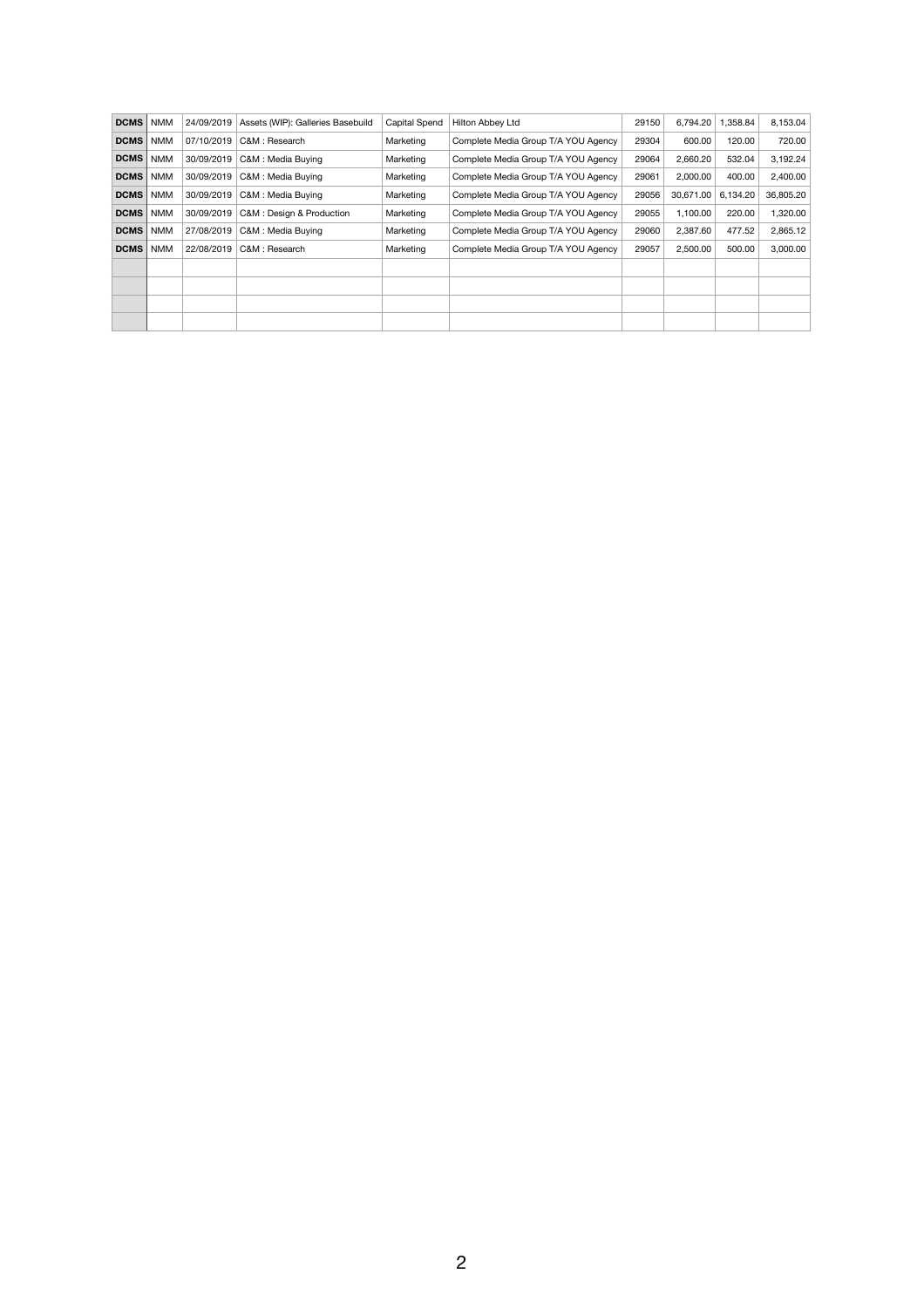| | | | | | | | | | |
|---|---|---|---|---|---|---|---|---|---|
| **DCMS** | NMM | 24/09/2019 | Assets (WIP): Galleries Basebuild | Capital Spend | Hilton Abbey Ltd | 29150 | 6,794.20 | 1,358.84 | 8,153.04 |
| **DCMS** | NMM | 07/10/2019 | C&M : Research | Marketing | Complete Media Group T/A YOU Agency | 29304 | 600.00 | 120.00 | 720.00 |
| **DCMS** | NMM | 30/09/2019 | C&M : Media Buying | Marketing | Complete Media Group T/A YOU Agency | 29064 | 2,660.20 | 532.04 | 3,192.24 |
| **DCMS** | NMM | 30/09/2019 | C&M : Media Buying | Marketing | Complete Media Group T/A YOU Agency | 29061 | 2,000.00 | 400.00 | 2,400.00 |
| **DCMS** | NMM | 30/09/2019 | C&M : Media Buying | Marketing | Complete Media Group T/A YOU Agency | 29056 | 30,671.00 | 6,134.20 | 36,805.20 |
| **DCMS** | NMM | 30/09/2019 | C&M : Design & Production | Marketing | Complete Media Group T/A YOU Agency | 29055 | 1,100.00 | 220.00 | 1,320.00 |
| **DCMS** | NMM | 27/08/2019 | C&M : Media Buying | Marketing | Complete Media Group T/A YOU Agency | 29060 | 2,387.60 | 477.52 | 2,865.12 |
| **DCMS** | NMM | 22/08/2019 | C&M : Research | Marketing | Complete Media Group T/A YOU Agency | 29057 | 2,500.00 | 500.00 | 3,000.00 |
| | | | | | | | | | |
| | | | | | | | | | |
| | | | | | | | | | |
| | | | | | | | | | |